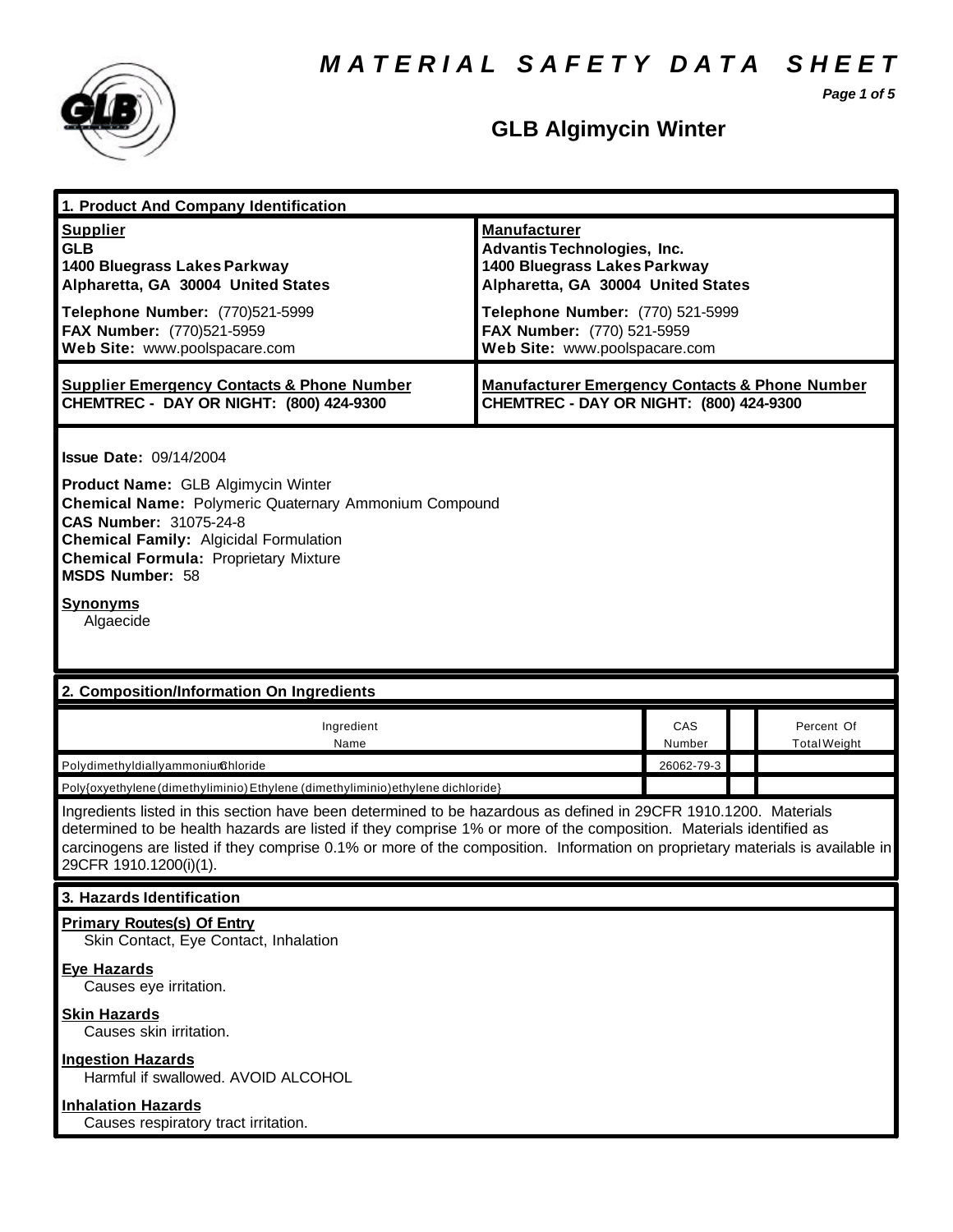# MATERIAL SAFETY DATA SHEET

## GLB Algimycin Winter

### 1. Product And Company Identification

| Supplier | Manufacturer |
|---|---|
| **GLB**<br>**1400 Bluegrass Lakes Parkway**<br>**Alpharetta, GA 30004 United States** | **Advantis Technologies, Inc.**<br>**1400 Bluegrass Lakes Parkway**<br>**Alpharetta, GA 30004 United States** |
| **Telephone Number:** (770)521-5999<br>**FAX Number:** (770)521-5959<br>**Web Site:** www.poolspacare.com | **Telephone Number:** (770) 521-5999<br>**FAX Number:** (770) 521-5959<br>**Web Site:** www.poolspacare.com |
| **Supplier Emergency Contacts & Phone Number**<br>**CHEMTREC - DAY OR NIGHT: (800) 424-9300** | **Manufacturer Emergency Contacts & Phone Number**<br>**CHEMTREC - DAY OR NIGHT: (800) 424-9300** |

**Issue Date:** 09/14/2004

**Product Name:** GLB Algimycin Winter
**Chemical Name:** Polymeric Quaternary Ammonium Compound
**CAS Number:** 31075-24-8
**Chemical Family:** Algicidal Formulation
**Chemical Formula:** Proprietary Mixture
**MSDS Number:** 58

**Synonyms**
Algaecide

### 2. Composition/Information On Ingredients

| Ingredient Name | CAS Number | | Percent Of Total Weight |
|---|---|---|---|
| PolydimethyldiallyammoniumChloride | 26062-79-3 | | |
| Poly{oxyethylene(dimethyliminio)Ethylene(dimethyliminio)ethylene dichloride} | | | |

Ingredients listed in this section have been determined to be hazardous as defined in 29CFR 1910.1200. Materials determined to be health hazards are listed if they comprise 1% or more of the composition. Materials identified as carcinogens are listed if they comprise 0.1% or more of the composition. Information on proprietary materials is available in 29CFR 1910.1200(i)(1).

### 3. Hazards Identification

**Primary Routes(s) Of Entry**
Skin Contact, Eye Contact, Inhalation

**Eye Hazards**
Causes eye irritation.

**Skin Hazards**
Causes skin irritation.

**Ingestion Hazards**
Harmful if swallowed. AVOID ALCOHOL

**Inhalation Hazards**
Causes respiratory tract irritation.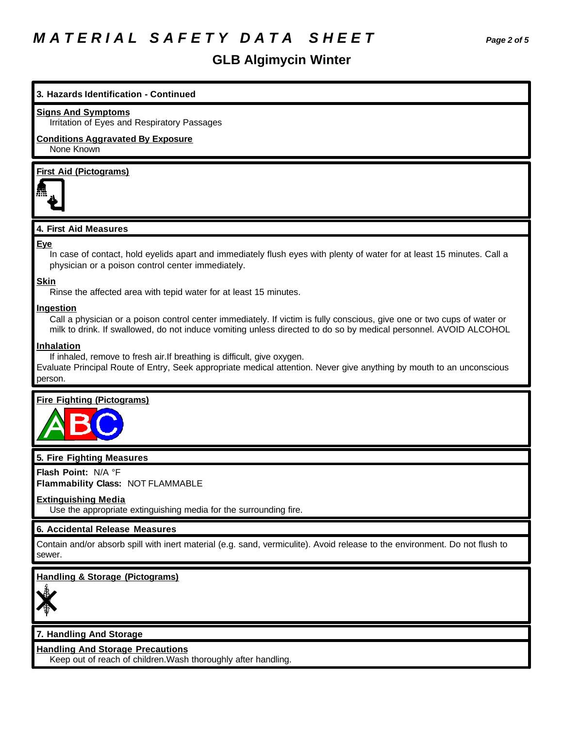# MATERIAL SAFETY DATA SHEET

## GLB Algimycin Winter

### 3. Hazards Identification - Continued

**Signs And Symptoms**

Irritation of Eyes and Respiratory Passages

**Conditions Aggravated By Exposure**

None Known

**First Aid (Pictograms)**

### 4. First Aid Measures

**Eye**

In case of contact, hold eyelids apart and immediately flush eyes with plenty of water for at least 15 minutes. Call a physician or a poison control center immediately.

**Skin**

Rinse the affected area with tepid water for at least 15 minutes.

**Ingestion**

Call a physician or a poison control center immediately. If victim is fully conscious, give one or two cups of water or milk to drink. If swallowed, do not induce vomiting unless directed to do so by medical personnel. AVOID ALCOHOL

**Inhalation**

If inhaled, remove to fresh air.If breathing is difficult, give oxygen.

Evaluate Principal Route of Entry, Seek appropriate medical attention. Never give anything by mouth to an unconscious person.

**Fire Fighting (Pictograms)**

### 5. Fire Fighting Measures

**Flash Point:** N/A °F

**Flammability Class:** NOT FLAMMABLE

**Extinguishing Media**

Use the appropriate extinguishing media for the surrounding fire.

### 6. Accidental Release Measures

Contain and/or absorb spill with inert material (e.g. sand, vermiculite). Avoid release to the environment. Do not flush to sewer.

**Handling & Storage (Pictograms)**

### 7. Handling And Storage

**Handling And Storage Precautions**

Keep out of reach of children.Wash thoroughly after handling.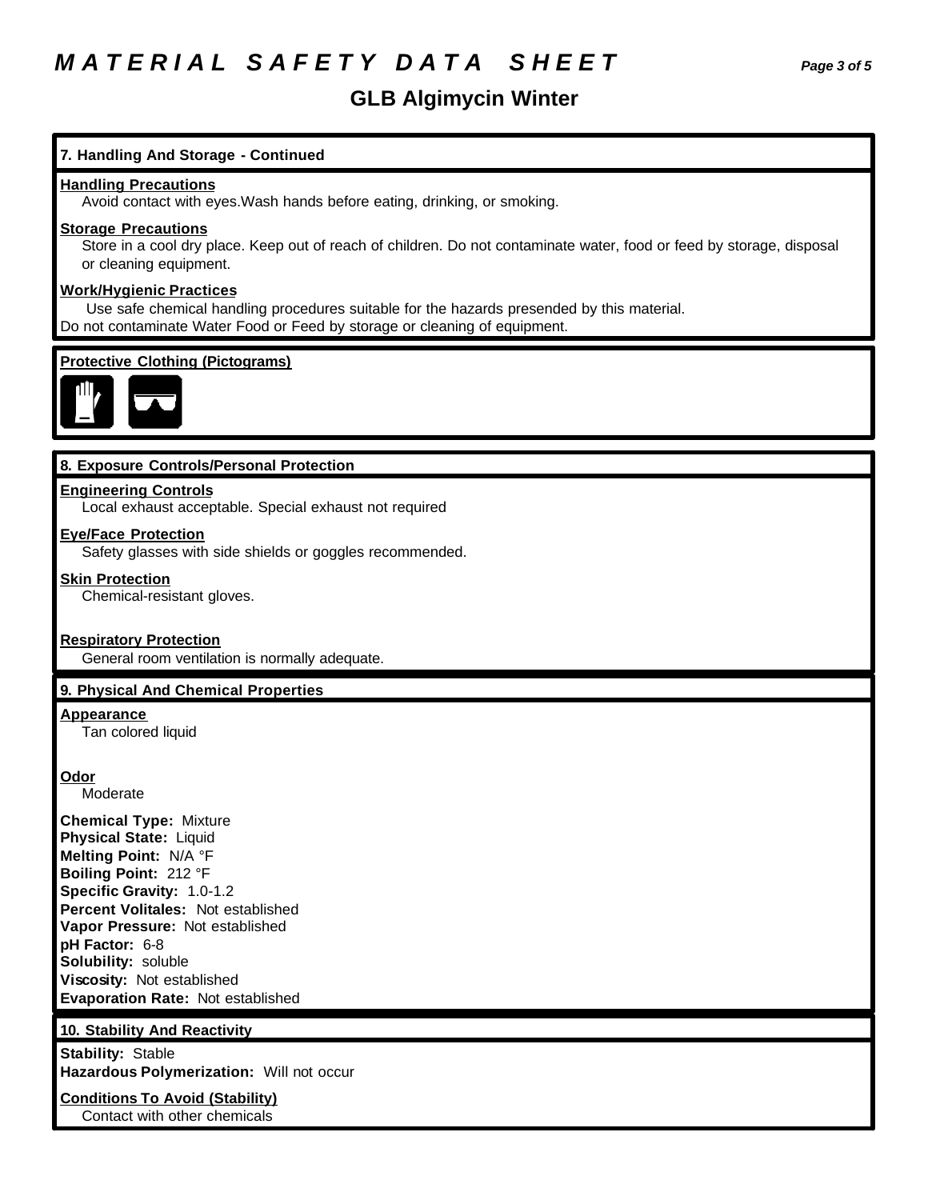## 7. Handling And Storage - Continued

**Handling Precautions**

Avoid contact with eyes.Wash hands before eating, drinking, or smoking.

**Storage Precautions**

Store in a cool dry place. Keep out of reach of children. Do not contaminate water, food or feed by storage, disposal or cleaning equipment.

**Work/Hygienic Practices**

Use safe chemical handling procedures suitable for the hazards presended by this material.
Do not contaminate Water Food or Feed by storage or cleaning of equipment.

**Protective Clothing (Pictograms)**

## 8. Exposure Controls/Personal Protection

**Engineering Controls**

Local exhaust acceptable. Special exhaust not required

**Eye/Face Protection**

Safety glasses with side shields or goggles recommended.

**Skin Protection**

Chemical-resistant gloves.

**Respiratory Protection**

General room ventilation is normally adequate.

## 9. Physical And Chemical Properties

**Appearance**

Tan colored liquid

**Odor**

Moderate

**Chemical Type:** Mixture
**Physical State:** Liquid
**Melting Point:** N/A °F
**Boiling Point:** 212 °F
**Specific Gravity:** 1.0-1.2
**Percent Volitales:** Not established
**Vapor Pressure:** Not established
**pH Factor:** 6-8
**Solubility:** soluble
**Viscosity:** Not established
**Evaporation Rate:** Not established

## 10. Stability And Reactivity

**Stability:** Stable
**Hazardous Polymerization:** Will not occur

**Conditions To Avoid (Stability)**

Contact with other chemicals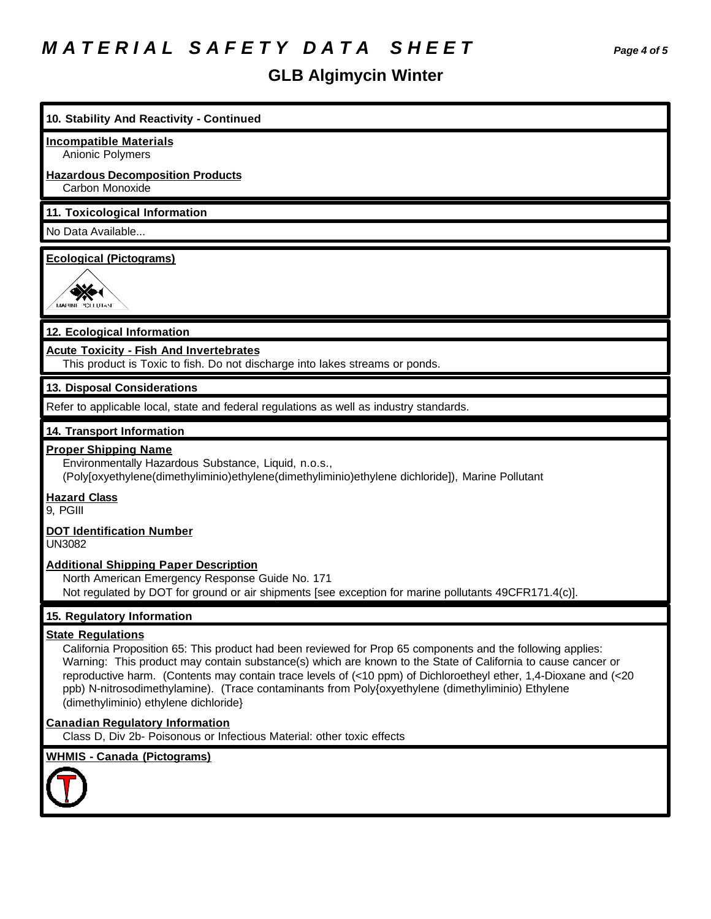## 10. Stability And Reactivity - Continued

**Incompatible Materials**
Anionic Polymers

**Hazardous Decomposition Products**
Carbon Monoxide

## 11. Toxicological Information

No Data Available...

**Ecological (Pictograms)**

MARINE POLLUTANT

## 12. Ecological Information

**Acute Toxicity - Fish And Invertebrates**
This product is Toxic to fish. Do not discharge into lakes streams or ponds.

## 13. Disposal Considerations

Refer to applicable local, state and federal regulations as well as industry standards.

## 14. Transport Information

**Proper Shipping Name**
Environmentally Hazardous Substance, Liquid, n.o.s., (Poly[oxyethylene(dimethyliminio)ethylene(dimethyliminio)ethylene dichloride]), Marine Pollutant

**Hazard Class**
9, PGIII

**DOT Identification Number**
UN3082

**Additional Shipping Paper Description**
North American Emergency Response Guide No. 171
Not regulated by DOT for ground or air shipments [see exception for marine pollutants 49CFR171.4(c)].

## 15. Regulatory Information

**State Regulations**
California Proposition 65: This product had been reviewed for Prop 65 components and the following applies: Warning: This product may contain substance(s) which are known to the State of California to cause cancer or reproductive harm. (Contents may contain trace levels of (<10 ppm) of Dichloroetheyl ether, 1,4-Dioxane and (<20 ppb) N-nitrosodimethylamine). (Trace contaminants from Poly{oxyethylene (dimethyliminio) Ethylene (dimethyliminio) ethylene dichloride}

**Canadian Regulatory Information**
Class D, Div 2b- Poisonous or Infectious Material: other toxic effects

**WHMIS - Canada (Pictograms)**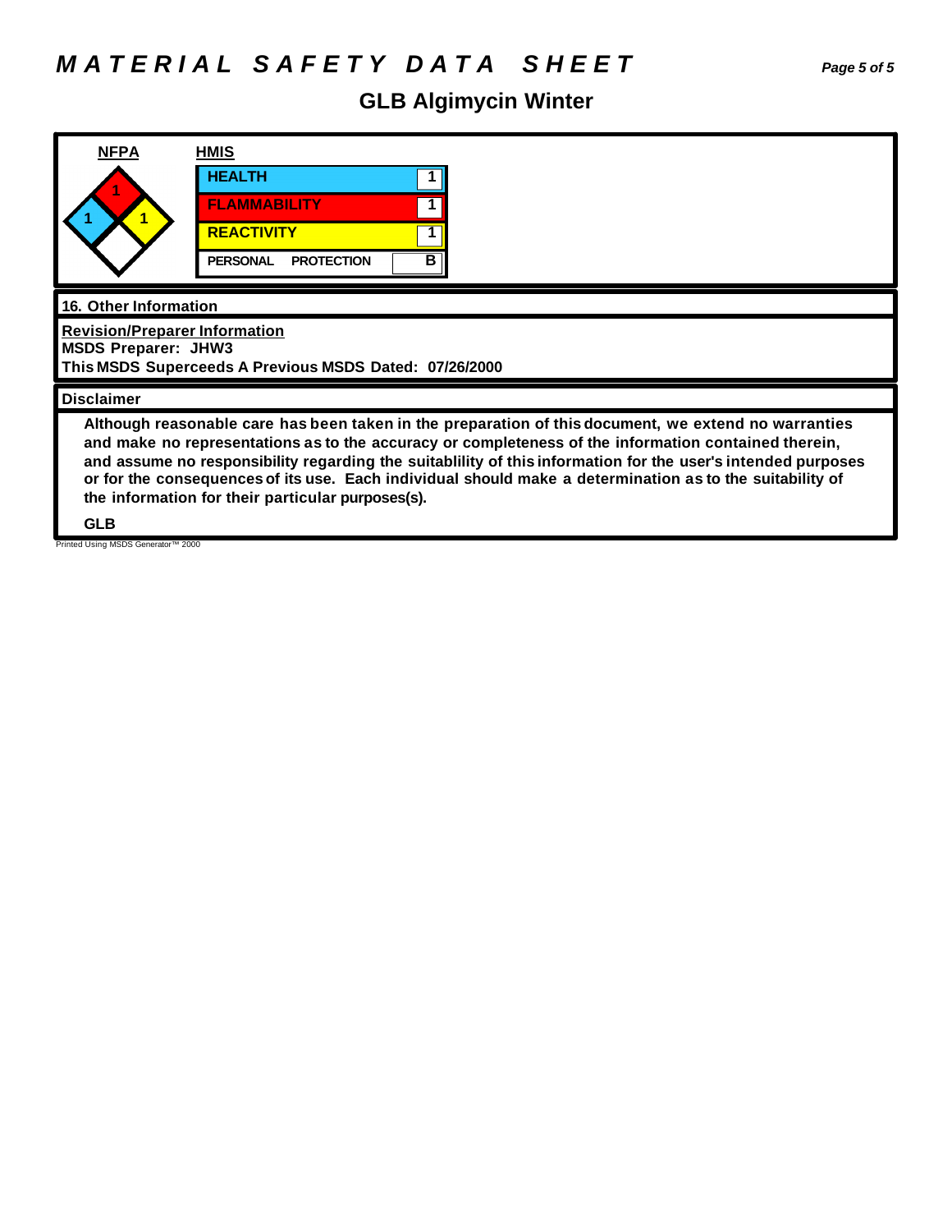# MATERIAL SAFETY DATA SHEET

## GLB Algimycin Winter

**NFPA**

1
1 1

**HMIS**

| | |
|---|---|
| HEALTH | 1 |
| FLAMMABILITY | 1 |
| REACTIVITY | 1 |
| PERSONAL PROTECTION | B |

### 16. Other Information

**Revision/Preparer Information**

**MSDS Preparer: JHW3**

**This MSDS Superceeds A Previous MSDS Dated: 07/26/2000**

### Disclaimer

**Although reasonable care has been taken in the preparation of this document, we extend no warranties and make no representations as to the accuracy or completeness of the information contained therein, and assume no responsibility regarding the suitablility of this information for the user's intended purposes or for the consequences of its use. Each individual should make a determination as to the suitability of the information for their particular purposes(s).**

**GLB**

Printed Using MSDS Generator™ 2000